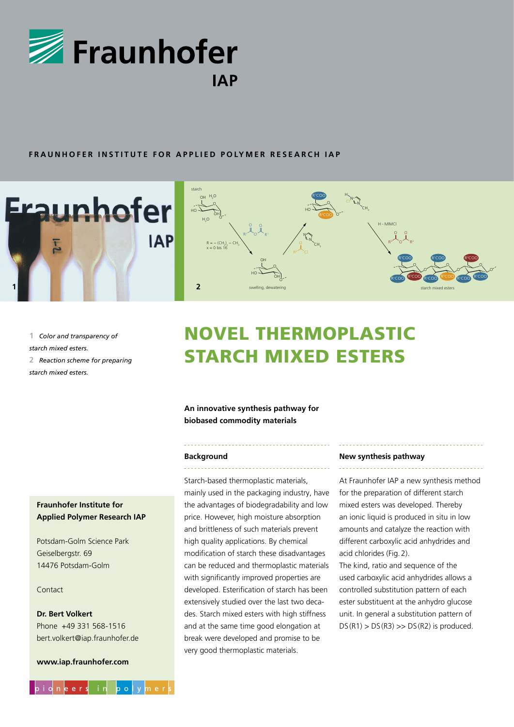# Fraunhofer IAP

**FRAUNHOFER INSTITUTE FOR APPLIED POLYMER RESEARCH IAP**

1 *Color and transparency of starch mixed esters.*

2 *Reaction scheme for preparing starch mixed esters.*

# NOVEL THERMOPLASTIC STARCH MIXED ESTERS

**An innovative synthesis pathway for biobased commodity materials**

### Background

Starch-based thermoplastic materials, mainly used in the packaging industry, have the advantages of biodegradability and low price. However, high moisture absorption and brittleness of such materials prevent high quality applications. By chemical modification of starch these disadvantages can be reduced and thermoplastic materials with significantly improved properties are developed. Esterification of starch has been extensively studied over the last two decades. Starch mixed esters with high stiffness and at the same time good elongation at break were developed and promise to be very good thermoplastic materials.

### New synthesis pathway

At Fraunhofer IAP a new synthesis method for the preparation of different starch mixed esters was developed. Thereby an ionic liquid is produced in situ in low amounts and catalyze the reaction with different carboxylic acid anhydrides and acid chlorides (Fig. 2).

The kind, ratio and sequence of the used carboxylic acid anhydrides allows a controlled substitution pattern of each ester substituent at the anhydro glucose unit. In general a substitution pattern of DS (R1) > DS (R3) >> DS (R2) is produced.

**Fraunhofer Institute for Applied Polymer Research IAP**

Potsdam-Golm Science Park
Geiselbergstr. 69
14476 Potsdam-Golm

Contact

**Dr. Bert Volkert**
Phone +49 331 568-1516
bert.volkert@iap.fraunhofer.de

**www.iap.fraunhofer.de**

pioneers in polymers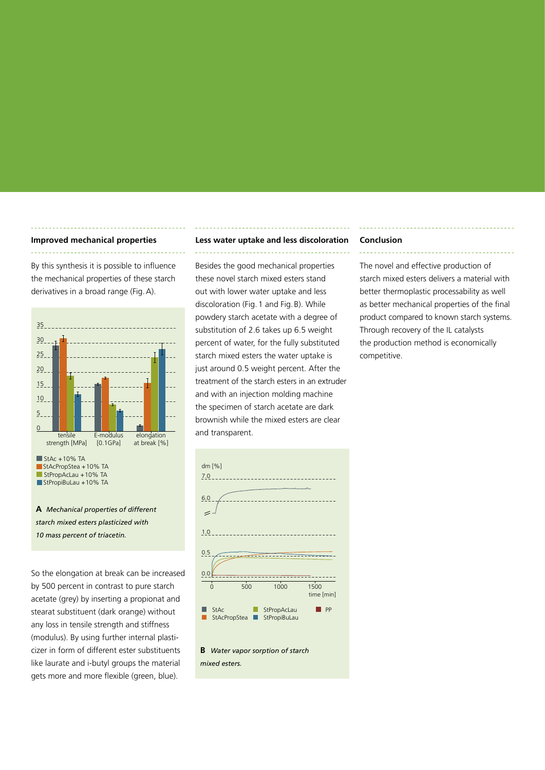## Improved mechanical properties

By this synthesis it is possible to influence the mechanical properties of these starch derivatives in a broad range (Fig. A).

35
30
25
20
15
10
5
0
tensile strength [MPa]
E-modulus [0.1GPa]
elongation at break [%]

StAc +10% TA
StAcPropStea +10% TA
StPropAcLau +10% TA
StPropiBuLau +10% TA

**A** *Mechanical properties of different starch mixed esters plasticized with 10 mass percent of triacetin.*

So the elongation at break can be increased by 500 percent in contrast to pure starch acetate (grey) by inserting a propionat and stearat substituent (dark orange) without any loss in tensile strength and stiffness (modulus). By using further internal plasticizer in form of different ester substituents like laurate and i-butyl groups the material gets more and more flexible (green, blue).

## Less water uptake and less discoloration

Besides the good mechanical properties these novel starch mixed esters stand out with lower water uptake and less discoloration (Fig. 1 and Fig. B). While powdery starch acetate with a degree of substitution of 2.6 takes up 6.5 weight percent of water, for the fully substituted starch mixed esters the water uptake is just around 0.5 weight percent. After the treatment of the starch esters in an extruder and with an injection molding machine the specimen of starch acetate are dark brownish while the mixed esters are clear and transparent.

dm [%]
7.0
6.0
1.0
0.5
0.0
0
500
1000
1500
time [min]

StAc
StAcPropStea
StPropAcLau
StPropiBuLau
PP

**B** *Water vapor sorption of starch mixed esters.*

## Conclusion

The novel and effective production of starch mixed esters delivers a material with better thermoplastic processability as well as better mechanical properties of the final product compared to known starch systems. Through recovery of the IL catalysts the production method is economically competitive.